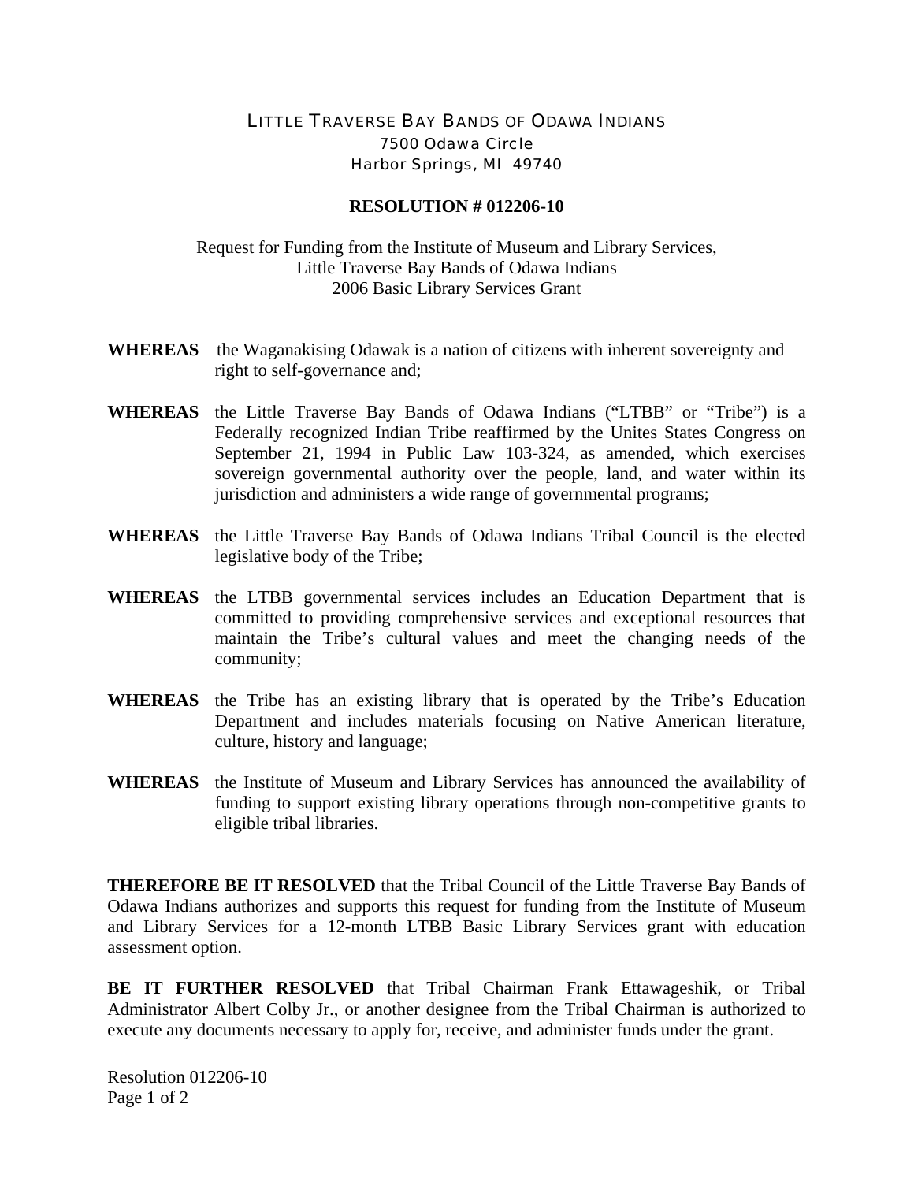LITTLE TRAVERSE BAY BANDS OF ODAWA INDIANS
7500 Odawa Circle
Harbor Springs, MI 49740

**RESOLUTION # 012206-10**

Request for Funding from the Institute of Museum and Library Services,
Little Traverse Bay Bands of Odawa Indians
2006 Basic Library Services Grant

**WHEREAS** the Waganakising Odawak is a nation of citizens with inherent sovereignty and right to self-governance and;

**WHEREAS** the Little Traverse Bay Bands of Odawa Indians ("LTBB" or "Tribe") is a Federally recognized Indian Tribe reaffirmed by the Unites States Congress on September 21, 1994 in Public Law 103-324, as amended, which exercises sovereign governmental authority over the people, land, and water within its jurisdiction and administers a wide range of governmental programs;

**WHEREAS** the Little Traverse Bay Bands of Odawa Indians Tribal Council is the elected legislative body of the Tribe;

**WHEREAS** the LTBB governmental services includes an Education Department that is committed to providing comprehensive services and exceptional resources that maintain the Tribe's cultural values and meet the changing needs of the community;

**WHEREAS** the Tribe has an existing library that is operated by the Tribe's Education Department and includes materials focusing on Native American literature, culture, history and language;

**WHEREAS** the Institute of Museum and Library Services has announced the availability of funding to support existing library operations through non-competitive grants to eligible tribal libraries.

**THEREFORE BE IT RESOLVED** that the Tribal Council of the Little Traverse Bay Bands of Odawa Indians authorizes and supports this request for funding from the Institute of Museum and Library Services for a 12-month LTBB Basic Library Services grant with education assessment option.

**BE IT FURTHER RESOLVED** that Tribal Chairman Frank Ettawageshik, or Tribal Administrator Albert Colby Jr., or another designee from the Tribal Chairman is authorized to execute any documents necessary to apply for, receive, and administer funds under the grant.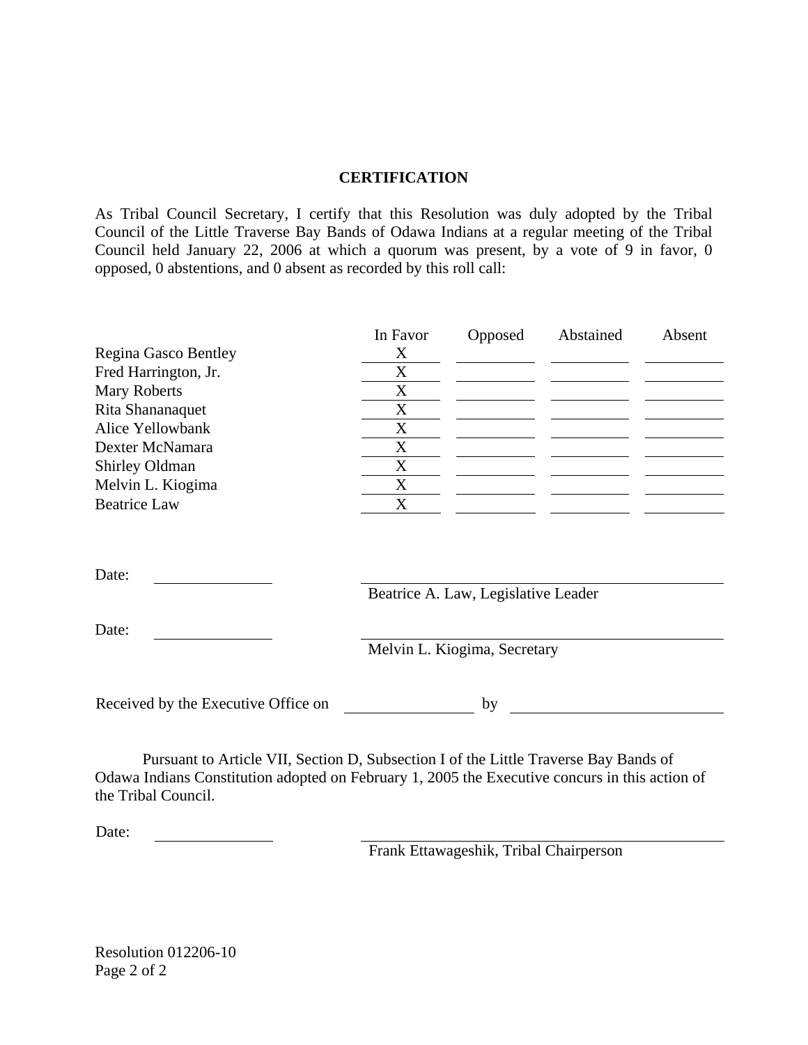**CERTIFICATION**

As Tribal Council Secretary, I certify that this Resolution was duly adopted by the Tribal Council of the Little Traverse Bay Bands of Odawa Indians at a regular meeting of the Tribal Council held January 22, 2006 at which a quorum was present, by a vote of 9 in favor, 0 opposed, 0 abstentions, and 0 absent as recorded by this roll call:

| | In Favor | Opposed | Abstained | Absent |
|---|---|---|---|---|
| Regina Gasco Bentley | X | | | |
| Fred Harrington, Jr. | X | | | |
| Mary Roberts | X | | | |
| Rita Shananaquet | X | | | |
| Alice Yellowbank | X | | | |
| Dexter McNamara | X | | | |
| Shirley Oldman | X | | | |
| Melvin L. Kiogima | X | | | |
| Beatrice Law | X | | | |

Date: \_\_\_\_\_\_\_\_\_\_\_\_\_\_\_ \_\_\_\_\_\_\_\_\_\_\_\_\_\_\_\_\_\_\_\_\_\_\_\_\_\_\_\_\_\_\_\_\_\_\_\_\_\_\_\_
Beatrice A. Law, Legislative Leader

Date: \_\_\_\_\_\_\_\_\_\_\_\_\_\_\_ \_\_\_\_\_\_\_\_\_\_\_\_\_\_\_\_\_\_\_\_\_\_\_\_\_\_\_\_\_\_\_\_\_\_\_\_\_\_\_\_
Melvin L. Kiogima, Secretary

Received by the Executive Office on \_\_\_\_\_\_\_\_\_\_\_\_\_\_\_\_ by \_\_\_\_\_\_\_\_\_\_\_\_\_\_\_\_\_\_\_\_\_\_\_\_\_\_

Pursuant to Article VII, Section D, Subsection I of the Little Traverse Bay Bands of Odawa Indians Constitution adopted on February 1, 2005 the Executive concurs in this action of the Tribal Council.

Date: \_\_\_\_\_\_\_\_\_\_\_\_\_\_\_ \_\_\_\_\_\_\_\_\_\_\_\_\_\_\_\_\_\_\_\_\_\_\_\_\_\_\_\_\_\_\_\_\_\_\_\_\_\_\_\_
Frank Ettawageshik, Tribal Chairperson

Resolution 012206-10